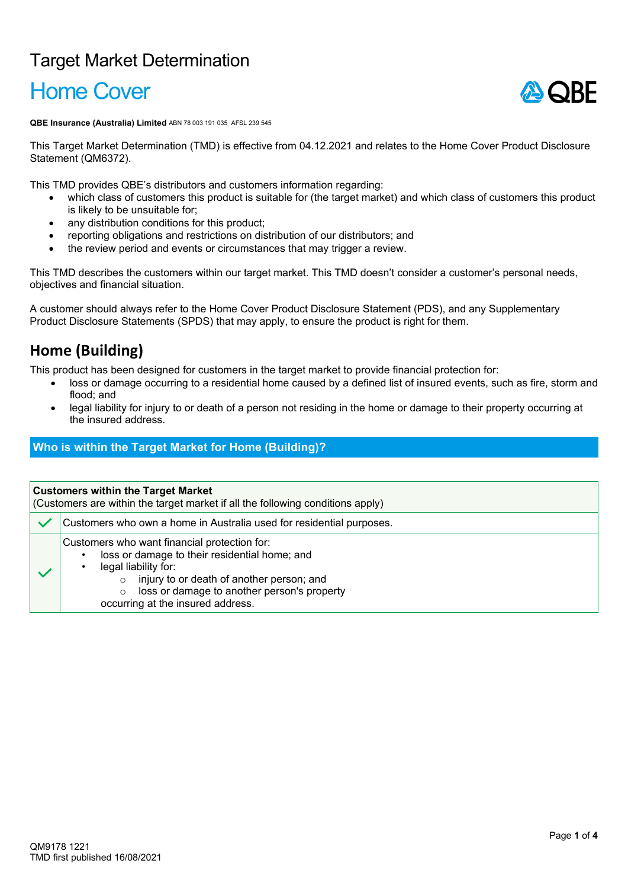# Target Market Determination

# Home Cover

**QBE Insurance (Australia) Limited** ABN 78 003 191 035 AFSL 239 545

This Target Market Determination (TMD) is effective from 04.12.2021 and relates to the Home Cover Product Disclosure Statement (QM6372).

This TMD provides QBE's distributors and customers information regarding:

- which class of customers this product is suitable for (the target market) and which class of customers this product is likely to be unsuitable for;
- any distribution conditions for this product;
- reporting obligations and restrictions on distribution of our distributors; and
- the review period and events or circumstances that may trigger a review.

This TMD describes the customers within our target market. This TMD doesn't consider a customer's personal needs, objectives and financial situation.

A customer should always refer to the Home Cover Product Disclosure Statement (PDS), and any Supplementary Product Disclosure Statements (SPDS) that may apply, to ensure the product is right for them.

## Home (Building)

This product has been designed for customers in the target market to provide financial protection for:

- loss or damage occurring to a residential home caused by a defined list of insured events, such as fire, storm and flood; and
- legal liability for injury to or death of a person not residing in the home or damage to their property occurring at the insured address.

### Who is within the Target Market for Home (Building)?

| **Customers within the Target Market** (Customers are within the target market if all the following conditions apply) | |
|---|---|
| ✓ | Customers who own a home in Australia used for residential purposes. |
| ✓ | Customers who want financial protection for:<br>• loss or damage to their residential home; and<br>• legal liability for:<br>  ○ injury to or death of another person; and<br>  ○ loss or damage to another person's property<br>occurring at the insured address. |

QM9178 1221
TMD first published 16/08/2021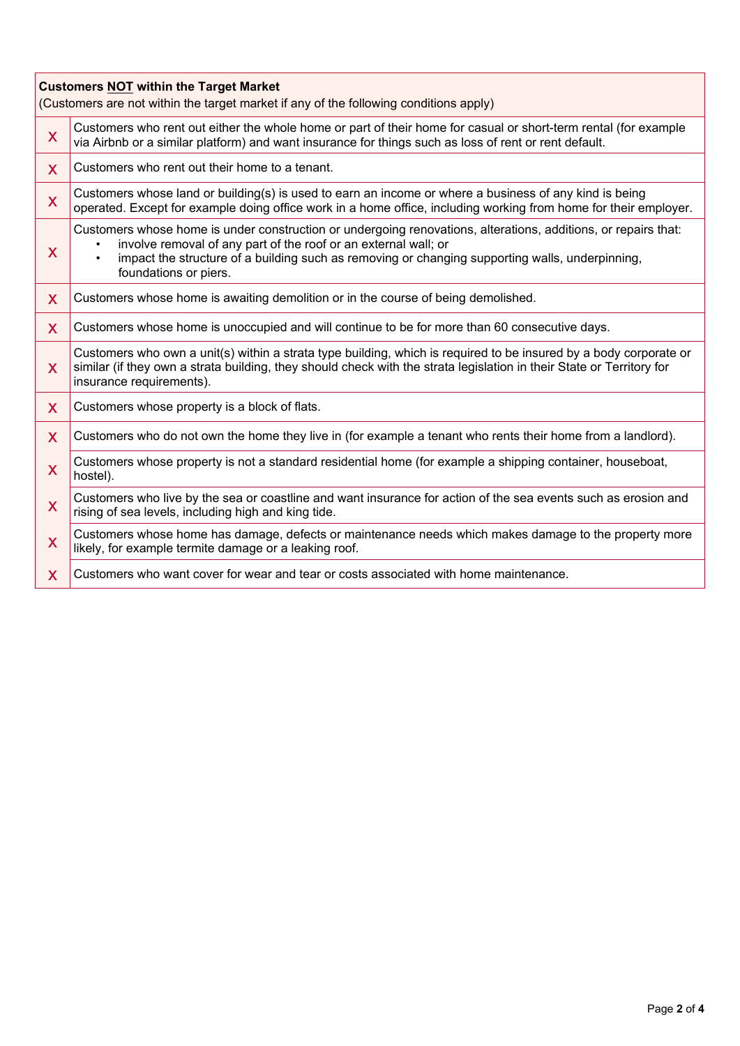| | **Customers <u>NOT</u> within the Target Market**<br>(Customers are not within the target market if any of the following conditions apply) |
|---|---|
| X | Customers who rent out either the whole home or part of their home for casual or short-term rental (for example via Airbnb or a similar platform) and want insurance for things such as loss of rent or rent default. |
| X | Customers who rent out their home to a tenant. |
| X | Customers whose land or building(s) is used to earn an income or where a business of any kind is being operated. Except for example doing office work in a home office, including working from home for their employer. |
| X | Customers whose home is under construction or undergoing renovations, alterations, additions, or repairs that:<br>• involve removal of any part of the roof or an external wall; or<br>• impact the structure of a building such as removing or changing supporting walls, underpinning, foundations or piers. |
| X | Customers whose home is awaiting demolition or in the course of being demolished. |
| X | Customers whose home is unoccupied and will continue to be for more than 60 consecutive days. |
| X | Customers who own a unit(s) within a strata type building, which is required to be insured by a body corporate or similar (if they own a strata building, they should check with the strata legislation in their State or Territory for insurance requirements). |
| X | Customers whose property is a block of flats. |
| X | Customers who do not own the home they live in (for example a tenant who rents their home from a landlord). |
| X | Customers whose property is not a standard residential home (for example a shipping container, houseboat, hostel). |
| X | Customers who live by the sea or coastline and want insurance for action of the sea events such as erosion and rising of sea levels, including high and king tide. |
| X | Customers whose home has damage, defects or maintenance needs which makes damage to the property more likely, for example termite damage or a leaking roof. |
| X | Customers who want cover for wear and tear or costs associated with home maintenance. |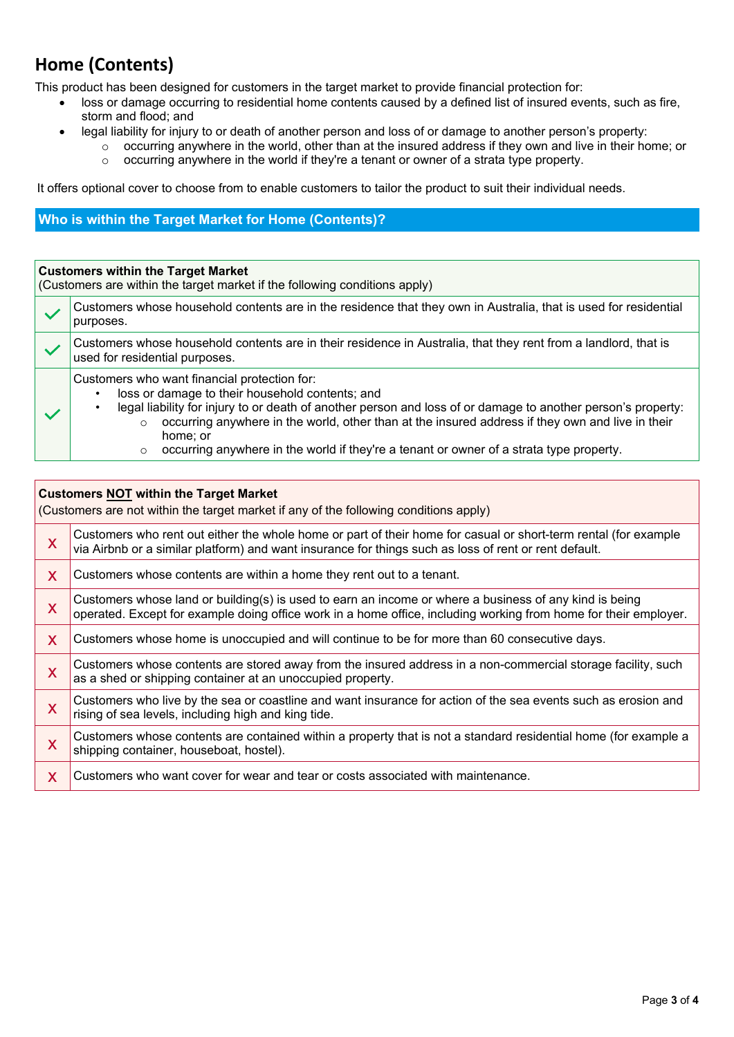# Home (Contents)

This product has been designed for customers in the target market to provide financial protection for:

- loss or damage occurring to residential home contents caused by a defined list of insured events, such as fire, storm and flood; and
- legal liability for injury to or death of another person and loss of or damage to another person's property:
  - occurring anywhere in the world, other than at the insured address if they own and live in their home; or
  - occurring anywhere in the world if they're a tenant or owner of a strata type property.

It offers optional cover to choose from to enable customers to tailor the product to suit their individual needs.

## Who is within the Target Market for Home (Contents)?

| | **Customers within the Target Market**<br>(Customers are within the target market if the following conditions apply) |
|---|---|
| ✓ | Customers whose household contents are in the residence that they own in Australia, that is used for residential purposes. |
| ✓ | Customers whose household contents are in their residence in Australia, that they rent from a landlord, that is used for residential purposes. |
| ✓ | Customers who want financial protection for:<br>• loss or damage to their household contents; and<br>• legal liability for injury to or death of another person and loss of or damage to another person's property:<br>○ occurring anywhere in the world, other than at the insured address if they own and live in their home; or<br>○ occurring anywhere in the world if they're a tenant or owner of a strata type property. |

| | **Customers NOT within the Target Market**<br>(Customers are not within the target market if any of the following conditions apply) |
|---|---|
| X | Customers who rent out either the whole home or part of their home for casual or short-term rental (for example via Airbnb or a similar platform) and want insurance for things such as loss of rent or rent default. |
| X | Customers whose contents are within a home they rent out to a tenant. |
| X | Customers whose land or building(s) is used to earn an income or where a business of any kind is being operated. Except for example doing office work in a home office, including working from home for their employer. |
| X | Customers whose home is unoccupied and will continue to be for more than 60 consecutive days. |
| X | Customers whose contents are stored away from the insured address in a non-commercial storage facility, such as a shed or shipping container at an unoccupied property. |
| X | Customers who live by the sea or coastline and want insurance for action of the sea events such as erosion and rising of sea levels, including high and king tide. |
| X | Customers whose contents are contained within a property that is not a standard residential home (for example a shipping container, houseboat, hostel). |
| X | Customers who want cover for wear and tear or costs associated with maintenance. |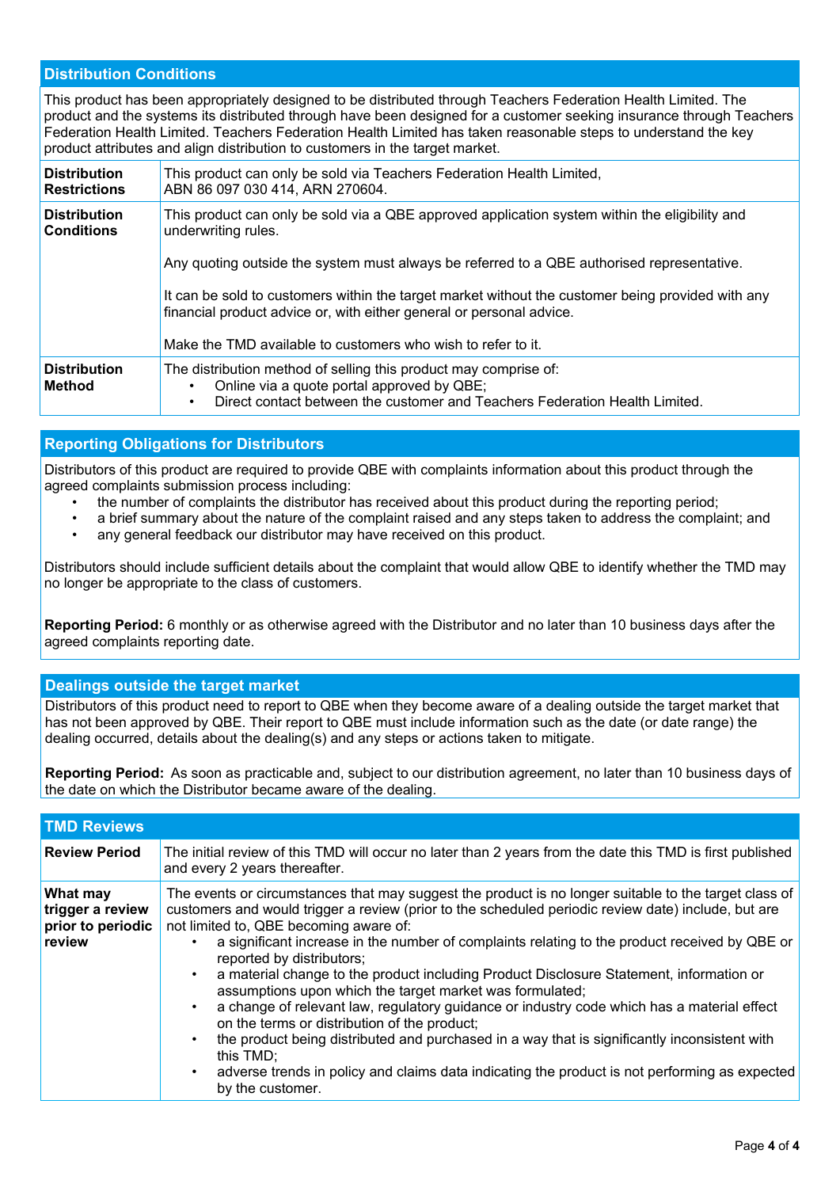## Distribution Conditions

This product has been appropriately designed to be distributed through Teachers Federation Health Limited. The product and the systems its distributed through have been designed for a customer seeking insurance through Teachers Federation Health Limited. Teachers Federation Health Limited has taken reasonable steps to understand the key product attributes and align distribution to customers in the target market.

| | |
|---|---|
| **Distribution Restrictions** | This product can only be sold via Teachers Federation Health Limited, ABN 86 097 030 414, ARN 270604. |
| **Distribution Conditions** | This product can only be sold via a QBE approved application system within the eligibility and underwriting rules.<br><br>Any quoting outside the system must always be referred to a QBE authorised representative.<br><br>It can be sold to customers within the target market without the customer being provided with any financial product advice or, with either general or personal advice.<br><br>Make the TMD available to customers who wish to refer to it. |
| **Distribution Method** | The distribution method of selling this product may comprise of:<br>• Online via a quote portal approved by QBE;<br>• Direct contact between the customer and Teachers Federation Health Limited. |

## Reporting Obligations for Distributors

Distributors of this product are required to provide QBE with complaints information about this product through the agreed complaints submission process including:

- the number of complaints the distributor has received about this product during the reporting period;
- a brief summary about the nature of the complaint raised and any steps taken to address the complaint; and
- any general feedback our distributor may have received on this product.

Distributors should include sufficient details about the complaint that would allow QBE to identify whether the TMD may no longer be appropriate to the class of customers.

**Reporting Period:** 6 monthly or as otherwise agreed with the Distributor and no later than 10 business days after the agreed complaints reporting date.

## Dealings outside the target market

Distributors of this product need to report to QBE when they become aware of a dealing outside the target market that has not been approved by QBE. Their report to QBE must include information such as the date (or date range) the dealing occurred, details about the dealing(s) and any steps or actions taken to mitigate.

**Reporting Period:** As soon as practicable and, subject to our distribution agreement, no later than 10 business days of the date on which the Distributor became aware of the dealing.

## TMD Reviews

| | |
|---|---|
| **Review Period** | The initial review of this TMD will occur no later than 2 years from the date this TMD is first published and every 2 years thereafter. |
| **What may trigger a review prior to periodic review** | The events or circumstances that may suggest the product is no longer suitable to the target class of customers and would trigger a review (prior to the scheduled periodic review date) include, but are not limited to, QBE becoming aware of:<br>• a significant increase in the number of complaints relating to the product received by QBE or reported by distributors;<br>• a material change to the product including Product Disclosure Statement, information or assumptions upon which the target market was formulated;<br>• a change of relevant law, regulatory guidance or industry code which has a material effect on the terms or distribution of the product;<br>• the product being distributed and purchased in a way that is significantly inconsistent with this TMD;<br>• adverse trends in policy and claims data indicating the product is not performing as expected by the customer. |